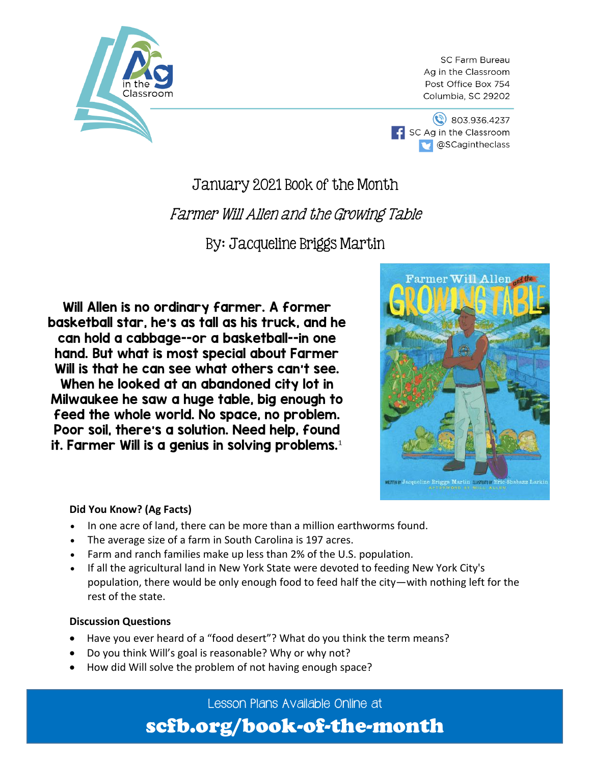SC Farm Bureau
Ag in the Classroom
Post Office Box 754
Columbia, SC 29202

803.936.4237
SC Ag in the Classroom
@SCagintheclass

# January 2021 Book of the Month

## *Farmer Will Allen and the Growing Table*

## By: Jacqueline Briggs Martin

**Will Allen is no ordinary farmer. A former basketball star, he's as tall as his truck, and he can hold a cabbage--or a basketball--in one hand. But what is most special about Farmer Will is that he can see what others can't see. When he looked at an abandoned city lot in Milwaukee he saw a huge table, big enough to feed the whole world. No space, no problem. Poor soil, there's a solution. Need help, found it. Farmer Will is a genius in solving problems.**[1]

**Did You Know? (Ag Facts)**

- In one acre of land, there can be more than a million earthworms found.
- The average size of a farm in South Carolina is 197 acres.
- Farm and ranch families make up less than 2% of the U.S. population.
- If all the agricultural land in New York State were devoted to feeding New York City's population, there would be only enough food to feed half the city—with nothing left for the rest of the state.

**Discussion Questions**

- Have you ever heard of a "food desert"? What do you think the term means?
- Do you think Will's goal is reasonable? Why or why not?
- How did Will solve the problem of not having enough space?

Lesson Plans Available Online at

**scfb.org/book-of-the-month**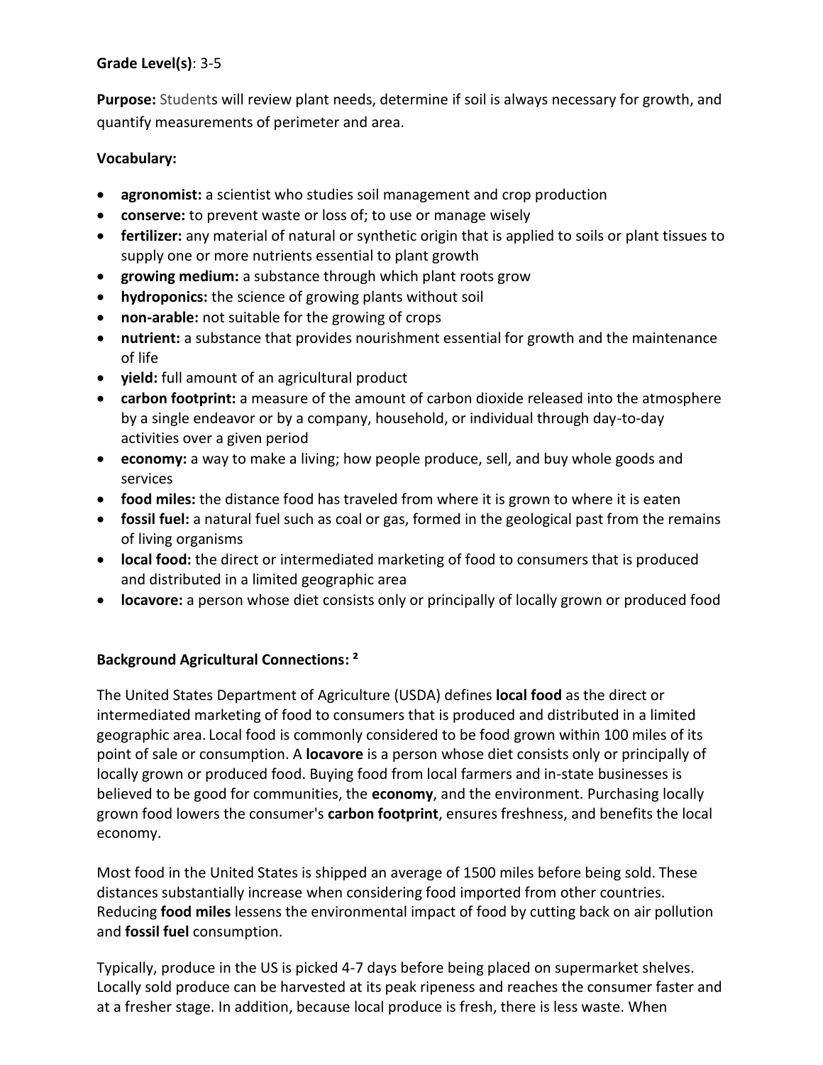**Grade Level(s)**: 3-5

**Purpose:** Students will review plant needs, determine if soil is always necessary for growth, and quantify measurements of perimeter and area.

**Vocabulary:**

- **agronomist:** a scientist who studies soil management and crop production
- **conserve:** to prevent waste or loss of; to use or manage wisely
- **fertilizer:** any material of natural or synthetic origin that is applied to soils or plant tissues to supply one or more nutrients essential to plant growth
- **growing medium:** a substance through which plant roots grow
- **hydroponics:** the science of growing plants without soil
- **non-arable:** not suitable for the growing of crops
- **nutrient:** a substance that provides nourishment essential for growth and the maintenance of life
- **yield:** full amount of an agricultural product
- **carbon footprint:** a measure of the amount of carbon dioxide released into the atmosphere by a single endeavor or by a company, household, or individual through day-to-day activities over a given period
- **economy:** a way to make a living; how people produce, sell, and buy whole goods and services
- **food miles:** the distance food has traveled from where it is grown to where it is eaten
- **fossil fuel:** a natural fuel such as coal or gas, formed in the geological past from the remains of living organisms
- **local food:** the direct or intermediated marketing of food to consumers that is produced and distributed in a limited geographic area
- **locavore:** a person whose diet consists only or principally of locally grown or produced food

**Background Agricultural Connections:** [2]

The United States Department of Agriculture (USDA) defines **local food** as the direct or intermediated marketing of food to consumers that is produced and distributed in a limited geographic area. Local food is commonly considered to be food grown within 100 miles of its point of sale or consumption. A **locavore** is a person whose diet consists only or principally of locally grown or produced food. Buying food from local farmers and in-state businesses is believed to be good for communities, the **economy**, and the environment. Purchasing locally grown food lowers the consumer's **carbon footprint**, ensures freshness, and benefits the local economy.

Most food in the United States is shipped an average of 1500 miles before being sold. These distances substantially increase when considering food imported from other countries. Reducing **food miles** lessens the environmental impact of food by cutting back on air pollution and **fossil fuel** consumption.

Typically, produce in the US is picked 4-7 days before being placed on supermarket shelves. Locally sold produce can be harvested at its peak ripeness and reaches the consumer faster and at a fresher stage. In addition, because local produce is fresh, there is less waste. When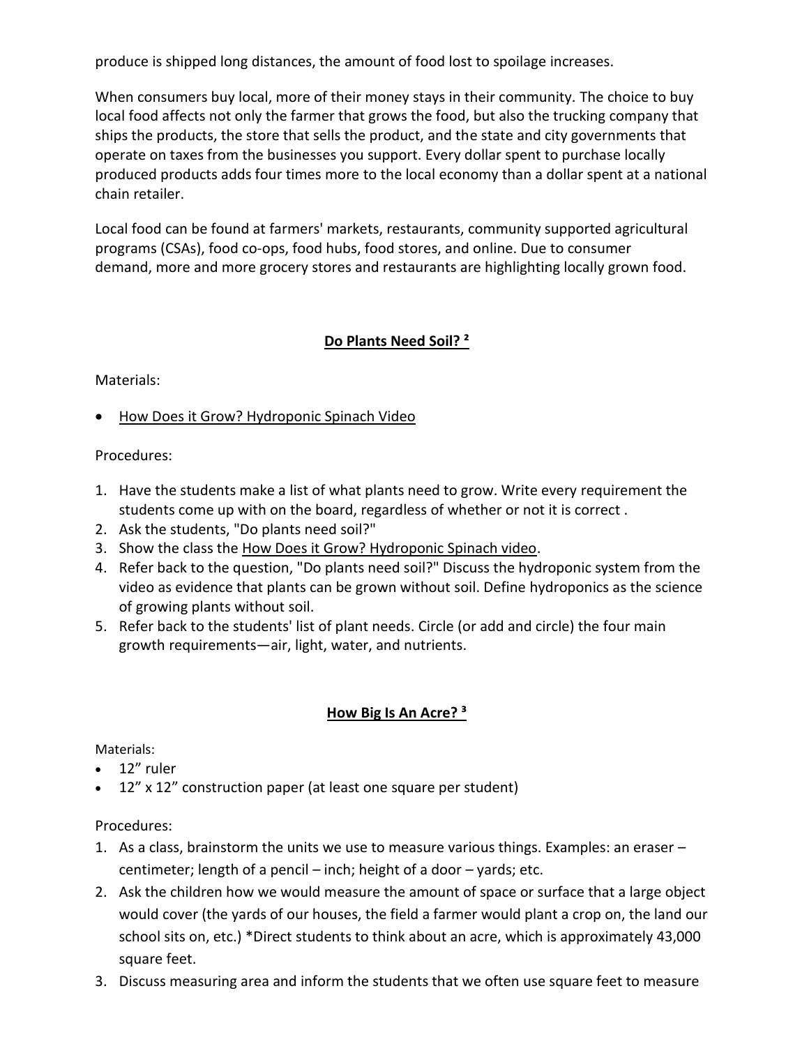produce is shipped long distances, the amount of food lost to spoilage increases.

When consumers buy local, more of their money stays in their community. The choice to buy local food affects not only the farmer that grows the food, but also the trucking company that ships the products, the store that sells the product, and the state and city governments that operate on taxes from the businesses you support. Every dollar spent to purchase locally produced products adds four times more to the local economy than a dollar spent at a national chain retailer.

Local food can be found at farmers' markets, restaurants, community supported agricultural programs (CSAs), food co-ops, food hubs, food stores, and online. Due to consumer demand, more and more grocery stores and restaurants are highlighting locally grown food.

## Do Plants Need Soil? [2]

Materials:

- How Does it Grow? Hydroponic Spinach Video

Procedures:

1. Have the students make a list of what plants need to grow. Write every requirement the students come up with on the board, regardless of whether or not it is correct .
2. Ask the students, "Do plants need soil?"
3. Show the class the How Does it Grow? Hydroponic Spinach video.
4. Refer back to the question, "Do plants need soil?" Discuss the hydroponic system from the video as evidence that plants can be grown without soil. Define hydroponics as the science of growing plants without soil.
5. Refer back to the students' list of plant needs. Circle (or add and circle) the four main growth requirements—air, light, water, and nutrients.

## How Big Is An Acre? [3]

Materials:

- 12" ruler
- 12" x 12" construction paper (at least one square per student)

Procedures:

1. As a class, brainstorm the units we use to measure various things. Examples: an eraser – centimeter; length of a pencil – inch; height of a door – yards; etc.
2. Ask the children how we would measure the amount of space or surface that a large object would cover (the yards of our houses, the field a farmer would plant a crop on, the land our school sits on, etc.) *Direct students to think about an acre, which is approximately 43,000 square feet.
3. Discuss measuring area and inform the students that we often use square feet to measure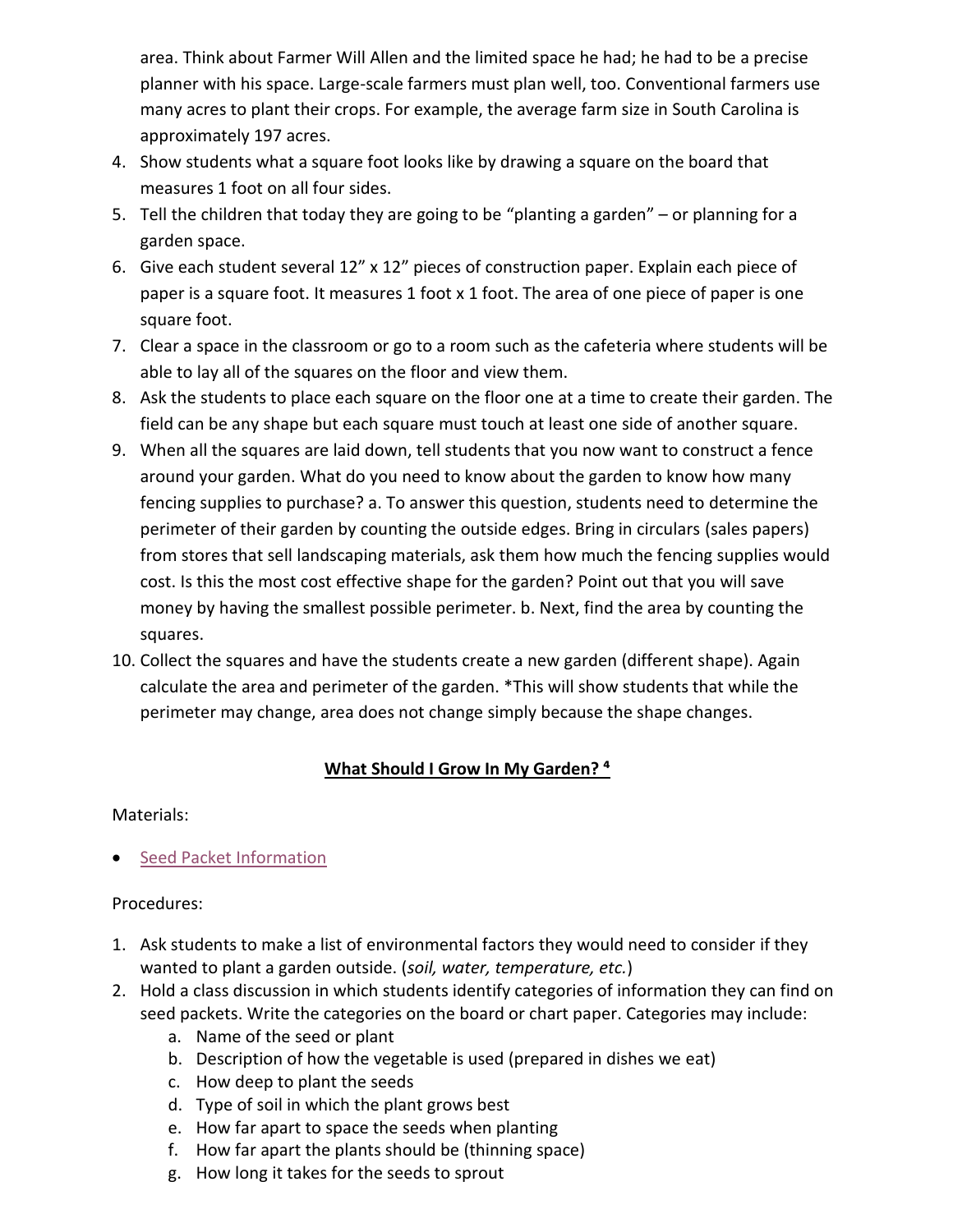area. Think about Farmer Will Allen and the limited space he had; he had to be a precise planner with his space. Large-scale farmers must plan well, too. Conventional farmers use many acres to plant their crops. For example, the average farm size in South Carolina is approximately 197 acres.

4. Show students what a square foot looks like by drawing a square on the board that measures 1 foot on all four sides.
5. Tell the children that today they are going to be "planting a garden" – or planning for a garden space.
6. Give each student several 12" x 12" pieces of construction paper. Explain each piece of paper is a square foot. It measures 1 foot x 1 foot. The area of one piece of paper is one square foot.
7. Clear a space in the classroom or go to a room such as the cafeteria where students will be able to lay all of the squares on the floor and view them.
8. Ask the students to place each square on the floor one at a time to create their garden. The field can be any shape but each square must touch at least one side of another square.
9. When all the squares are laid down, tell students that you now want to construct a fence around your garden. What do you need to know about the garden to know how many fencing supplies to purchase? a. To answer this question, students need to determine the perimeter of their garden by counting the outside edges. Bring in circulars (sales papers) from stores that sell landscaping materials, ask them how much the fencing supplies would cost. Is this the most cost effective shape for the garden? Point out that you will save money by having the smallest possible perimeter. b. Next, find the area by counting the squares.
10. Collect the squares and have the students create a new garden (different shape). Again calculate the area and perimeter of the garden. *This will show students that while the perimeter may change, area does not change simply because the shape changes.

## **What Should I Grow In My Garden? [4]**

Materials:

- Seed Packet Information

Procedures:

1. Ask students to make a list of environmental factors they would need to consider if they wanted to plant a garden outside. (*soil, water, temperature, etc.*)
2. Hold a class discussion in which students identify categories of information they can find on seed packets. Write the categories on the board or chart paper. Categories may include:
    a. Name of the seed or plant
    b. Description of how the vegetable is used (prepared in dishes we eat)
    c. How deep to plant the seeds
    d. Type of soil in which the plant grows best
    e. How far apart to space the seeds when planting
    f. How far apart the plants should be (thinning space)
    g. How long it takes for the seeds to sprout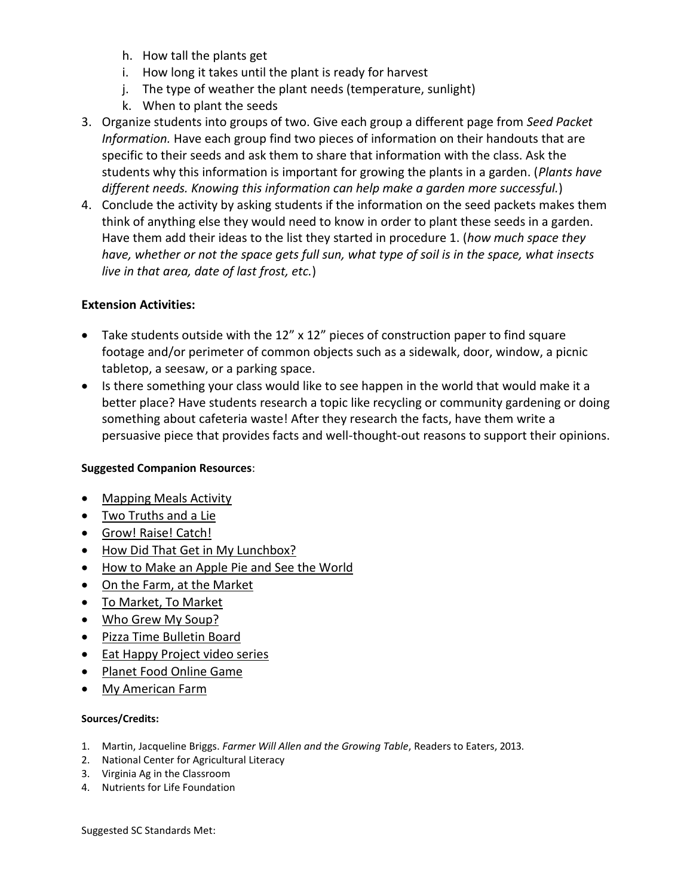h. How tall the plants get
i. How long it takes until the plant is ready for harvest
j. The type of weather the plant needs (temperature, sunlight)
k. When to plant the seeds

3. Organize students into groups of two. Give each group a different page from *Seed Packet Information.* Have each group find two pieces of information on their handouts that are specific to their seeds and ask them to share that information with the class. Ask the students why this information is important for growing the plants in a garden. (*Plants have different needs. Knowing this information can help make a garden more successful.*)
4. Conclude the activity by asking students if the information on the seed packets makes them think of anything else they would need to know in order to plant these seeds in a garden. Have them add their ideas to the list they started in procedure 1. (*how much space they have, whether or not the space gets full sun, what type of soil is in the space, what insects live in that area, date of last frost, etc.*)

**Extension Activities:**

- Take students outside with the 12" x 12" pieces of construction paper to find square footage and/or perimeter of common objects such as a sidewalk, door, window, a picnic tabletop, a seesaw, or a parking space.
- Is there something your class would like to see happen in the world that would make it a better place? Have students research a topic like recycling or community gardening or doing something about cafeteria waste! After they research the facts, have them write a persuasive piece that provides facts and well-thought-out reasons to support their opinions.

**Suggested Companion Resources**:

- Mapping Meals Activity
- Two Truths and a Lie
- Grow! Raise! Catch!
- How Did That Get in My Lunchbox?
- How to Make an Apple Pie and See the World
- On the Farm, at the Market
- To Market, To Market
- Who Grew My Soup?
- Pizza Time Bulletin Board
- Eat Happy Project video series
- Planet Food Online Game
- My American Farm

**Sources/Credits:**

1. Martin, Jacqueline Briggs. *Farmer Will Allen and the Growing Table*, Readers to Eaters, 2013.
2. National Center for Agricultural Literacy
3. Virginia Ag in the Classroom
4. Nutrients for Life Foundation

Suggested SC Standards Met: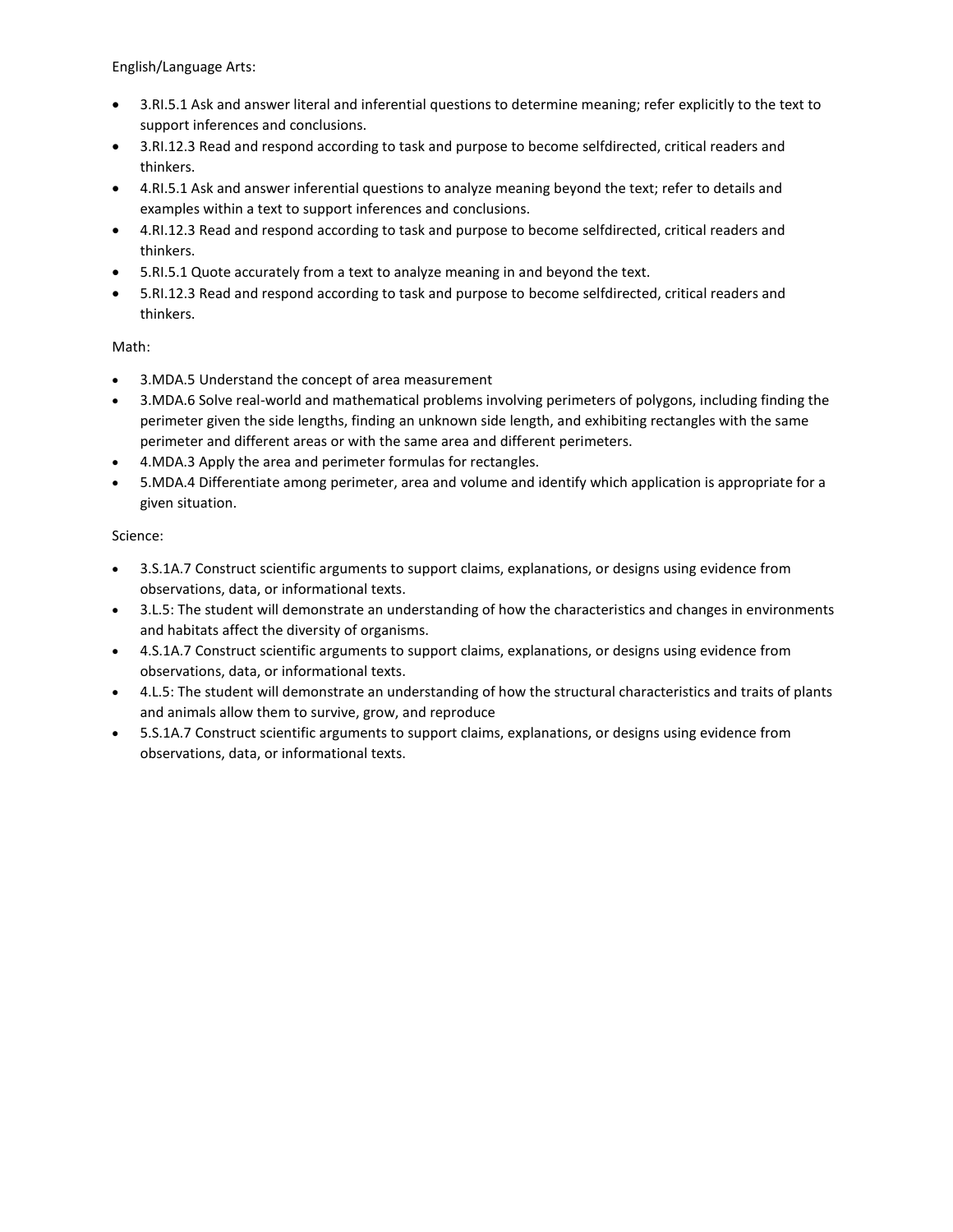English/Language Arts:

- 3.RI.5.1 Ask and answer literal and inferential questions to determine meaning; refer explicitly to the text to support inferences and conclusions.
- 3.RI.12.3 Read and respond according to task and purpose to become selfdirected, critical readers and thinkers.
- 4.RI.5.1 Ask and answer inferential questions to analyze meaning beyond the text; refer to details and examples within a text to support inferences and conclusions.
- 4.RI.12.3 Read and respond according to task and purpose to become selfdirected, critical readers and thinkers.
- 5.RI.5.1 Quote accurately from a text to analyze meaning in and beyond the text.
- 5.RI.12.3 Read and respond according to task and purpose to become selfdirected, critical readers and thinkers.

Math:

- 3.MDA.5 Understand the concept of area measurement
- 3.MDA.6 Solve real-world and mathematical problems involving perimeters of polygons, including finding the perimeter given the side lengths, finding an unknown side length, and exhibiting rectangles with the same perimeter and different areas or with the same area and different perimeters.
- 4.MDA.3 Apply the area and perimeter formulas for rectangles.
- 5.MDA.4 Differentiate among perimeter, area and volume and identify which application is appropriate for a given situation.

Science:

- 3.S.1A.7 Construct scientific arguments to support claims, explanations, or designs using evidence from observations, data, or informational texts.
- 3.L.5: The student will demonstrate an understanding of how the characteristics and changes in environments and habitats affect the diversity of organisms.
- 4.S.1A.7 Construct scientific arguments to support claims, explanations, or designs using evidence from observations, data, or informational texts.
- 4.L.5: The student will demonstrate an understanding of how the structural characteristics and traits of plants and animals allow them to survive, grow, and reproduce
- 5.S.1A.7 Construct scientific arguments to support claims, explanations, or designs using evidence from observations, data, or informational texts.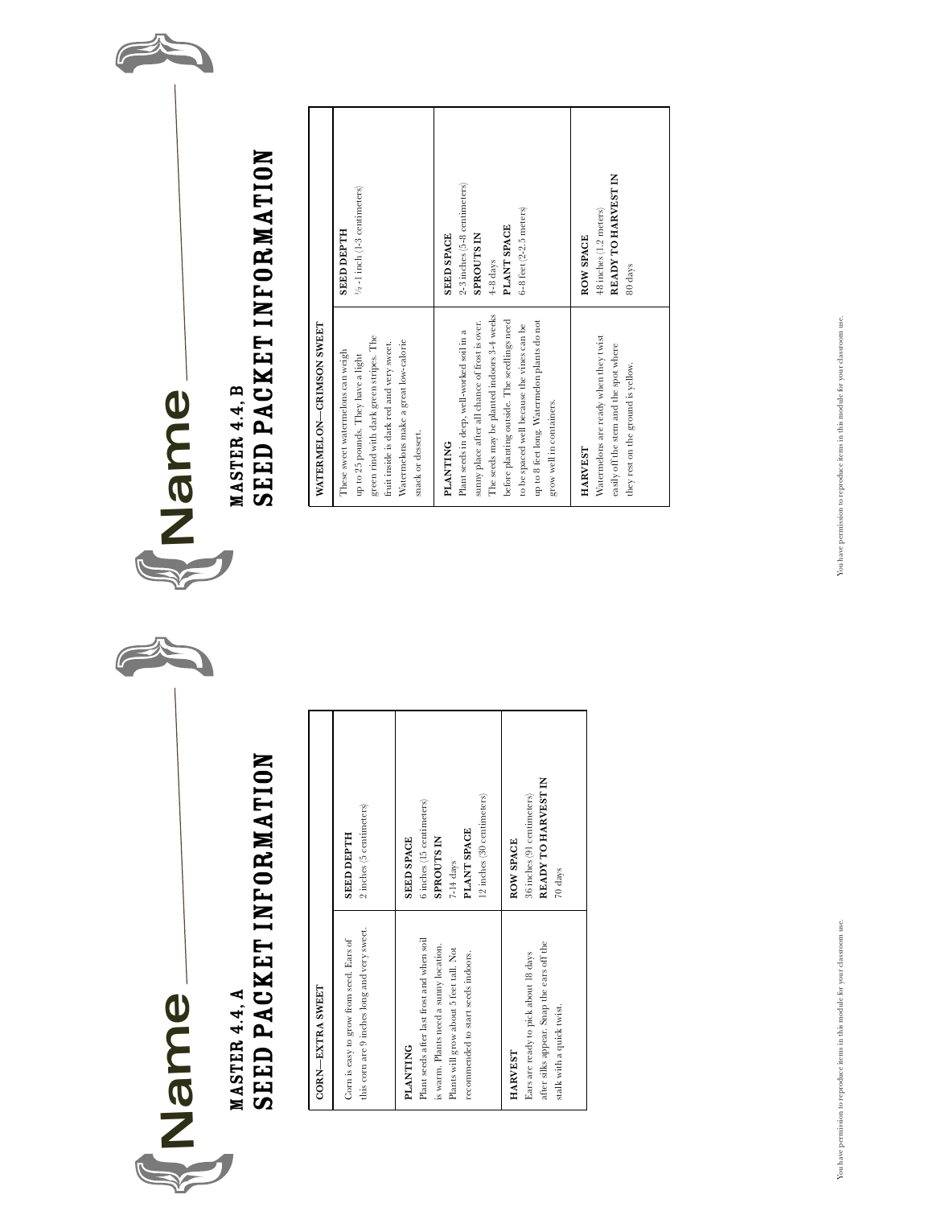Name ______________________

## MASTER 4.4, A
# SEED PACKET INFORMATION

| CORN—EXTRA SWEET | |
|---|---|
| Corn is easy to grow from seed. Ears of this corn are 9 inches long and very sweet. | **SEED DEPTH**<br>2 inches (5 centimeters) |
| **PLANTING**<br>Plant seeds after last frost and when soil is warm. Plants need a sunny location. Plants will grow about 5 feet tall. Not recommended to start seeds indoors. | **SEED SPACE**<br>6 inches (15 centimeters)<br>**SPROUTS IN**<br>7-14 days<br>**PLANT SPACE**<br>12 inches (30 centimeters) |
| **HARVEST**<br>Ears are ready to pick about 18 days after silks appear. Snap the ears off the stalk with a quick twist. | **ROW SPACE**<br>36 inches (91 centimeters)<br>**READY TO HARVEST IN**<br>70 days |

You have permission to reproduce items in this module for your classroom use.

Name ______________________

## MASTER 4.4, B
# SEED PACKET INFORMATION

| WATERMELON—CRIMSON SWEET | |
|---|---|
| These sweet watermelons can weigh up to 25 pounds. They have a light green rind with dark green stripes. The fruit inside is dark red and very sweet. Watermelons make a great low-calorie snack or dessert. | **SEED DEPTH**<br>½-1 inch (1-3 centimeters) |
| **PLANTING**<br>Plant seeds in deep, well-worked soil in a sunny place after all chance of frost is over. The seeds may be planted indoors 3-4 weeks before planting outside. The seedlings need to be spaced well because the vines can be up to 8 feet long. Watermelon plants do not grow well in containers. | **SEED SPACE**<br>2-3 inches (5-8 centimeters)<br>**SPROUTS IN**<br>4-8 days<br>**PLANT SPACE**<br>6-8 feet (2-2.5 meters) |
| **HARVEST**<br>Watermelons are ready when they twist easily off the stem and the spot where they rest on the ground is yellow. | **ROW SPACE**<br>48 inches (1.2 meters)<br>**READY TO HARVEST IN**<br>80 days |

You have permission to reproduce items in this module for your classroom use.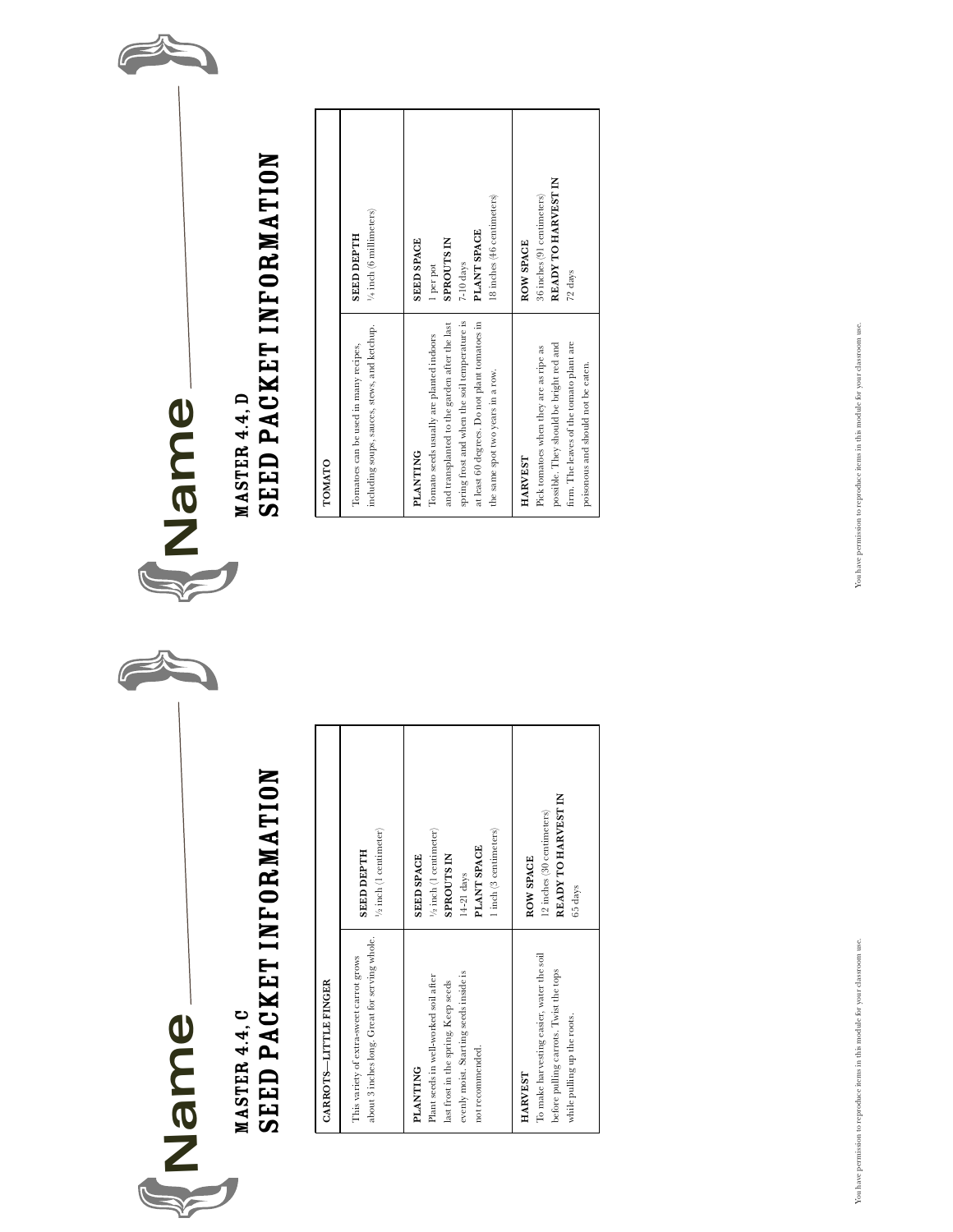Name ___________________________

## MASTER 4.4, C
# SEED PACKET INFORMATION

| CARROTS—LITTLE FINGER | |
|---|---|
| This variety of extra-sweet carrot grows about 3 inches long. Great for serving whole. | **SEED DEPTH**<br>½ inch (1 centimeter) |
| **PLANTING**<br>Plant seeds in well-worked soil after last frost in the spring. Keep seeds evenly moist. Starting seeds inside is not recommended. | **SEED SPACE**<br>½ inch (1 centimeter)<br>**SPROUTS IN**<br>14-21 days<br>**PLANT SPACE**<br>1 inch (3 centimeters) |
| **HARVEST**<br>To make harvesting easier, water the soil before pulling carrots. Twist the tops while pulling up the roots. | **ROW SPACE**<br>12 inches (30 centimeters)<br>**READY TO HARVEST IN**<br>65 days |

You have permission to reproduce items in this module for your classroom use.

Name ___________________________

## MASTER 4.4, D
# SEED PACKET INFORMATION

| TOMATO | |
|---|---|
| Tomatoes can be used in many recipes, including soups, sauces, stews, and ketchup. | **SEED DEPTH**<br>¼ inch (6 millimeters) |
| **PLANTING**<br>Tomato seeds usually are planted indoors and transplanted to the garden after the last spring frost and when the soil temperature is at least 60 degrees. Do not plant tomatoes in the same spot two years in a row. | **SEED SPACE**<br>1 per pot<br>**SPROUTS IN**<br>7-10 days<br>**PLANT SPACE**<br>18 inches (46 centimeters) |
| **HARVEST**<br>Pick tomatoes when they are as ripe as possible. They should be bright red and firm. The leaves of the tomato plant are poisonous and should not be eaten. | **ROW SPACE**<br>36 inches (91 centimeters)<br>**READY TO HARVEST IN**<br>72 days |

You have permission to reproduce items in this module for your classroom use.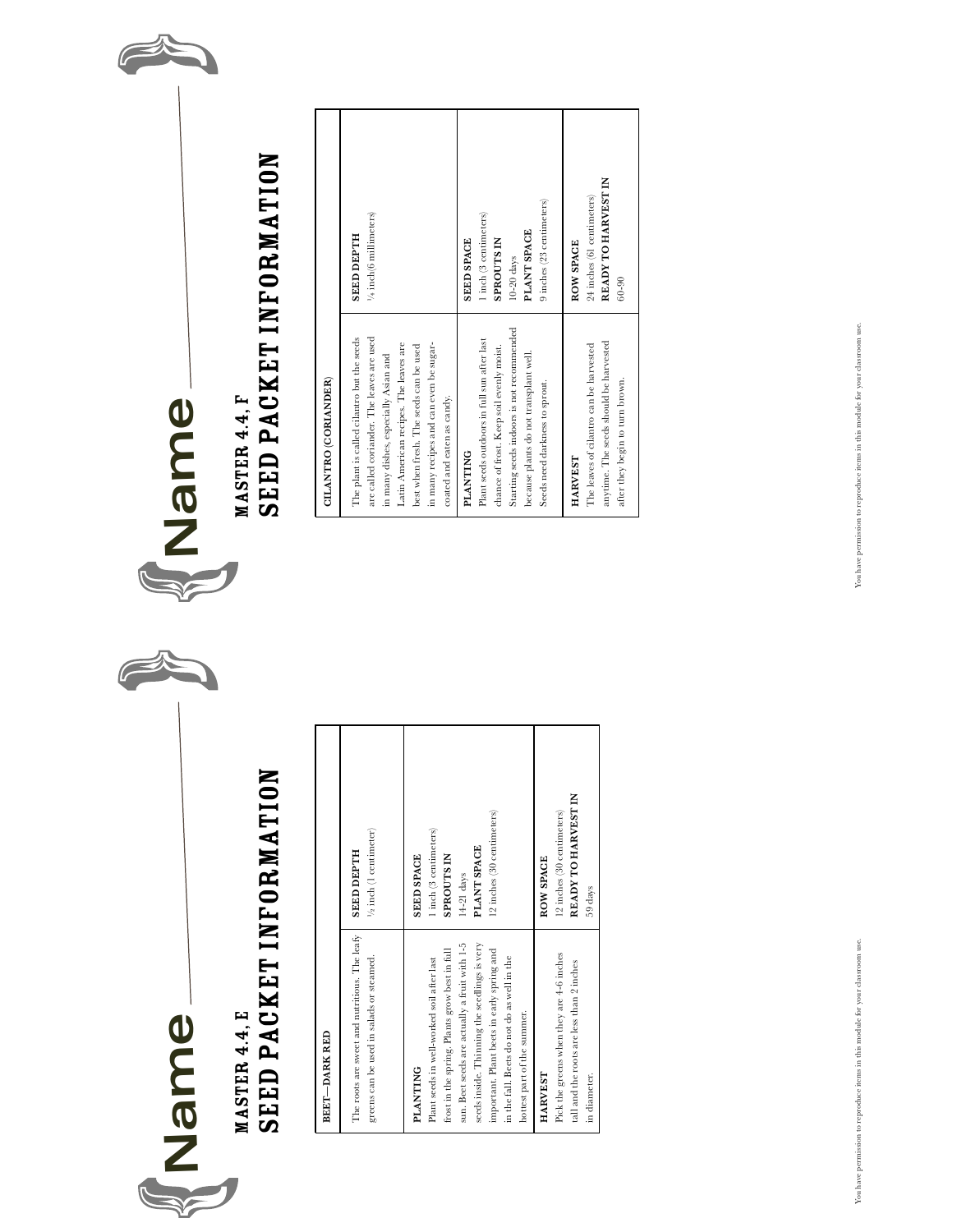Name ________________________

## MASTER 4.4, E

# SEED PACKET INFORMATION

| BEET—DARK RED | |
|---|---|
| The roots are sweet and nutritious. The leafy greens can be used in salads or steamed. | **SEED DEPTH**<br>½ inch (1 centimeter) |
| **PLANTING**<br>Plant seeds in well-worked soil after last frost in the spring. Plants grow best in full sun. Beet seeds are actually a fruit with 1-5 seeds inside. Thinning the seedlings is very important. Plant beets in early spring and in the fall. Beets do not do as well in the hottest part of the summer. | **SEED SPACE**<br>1 inch (3 centimeters)<br>**SPROUTS IN**<br>14-21 days<br>**PLANT SPACE**<br>12 inches (30 centimeters) |
| **HARVEST**<br>Pick the greens when they are 4-6 inches tall and the roots are less than 2 inches in diameter. | **ROW SPACE**<br>12 inches (30 centimeters)<br>**READY TO HARVEST IN**<br>59 days |

Name ________________________

## MASTER 4.4, F

# SEED PACKET INFORMATION

| CILANTRO (CORIANDER) | |
|---|---|
| The plant is called cilantro but the seeds are called coriander. The leaves are used in many dishes, especially Asian and Latin American recipes. The leaves are best when fresh. The seeds can be used in many recipes and can even be sugar-coated and eaten as candy. | **SEED DEPTH**<br>¼ inch (6 millimeters) |
| **PLANTING**<br>Plant seeds outdoors in full sun after last chance of frost. Keep soil evenly moist. Starting seeds indoors is not recommended because plants do not transplant well. Seeds need darkness to sprout. | **SEED SPACE**<br>1 inch (3 centimeters)<br>**SPROUTS IN**<br>10-20 days<br>**PLANT SPACE**<br>9 inches (23 centimeters) |
| **HARVEST**<br>The leaves of cilantro can be harvested anytime. The seeds should be harvested after they begin to turn brown. | **ROW SPACE**<br>24 inches (61 centimeters)<br>**READY TO HARVEST IN**<br>60-90 |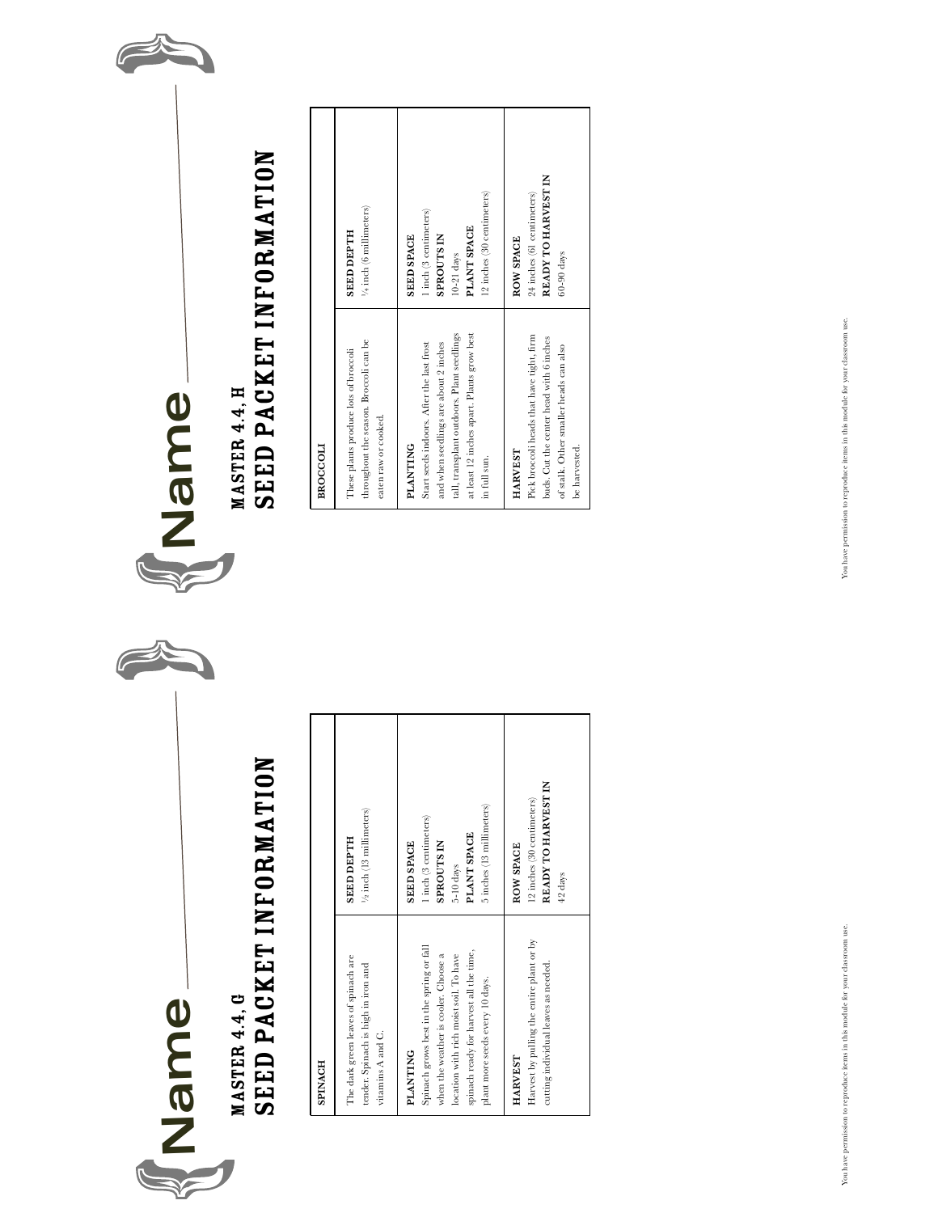Name ______________________

## MASTER 4.4, G
# SEED PACKET INFORMATION

| SPINACH | |
|---|---|
| The dark green leaves of spinach are tender. Spinach is high in iron and vitamins A and C. | **SEED DEPTH**<br>½ inch (13 millimeters) |
| **PLANTING**<br>Spinach grows best in the spring or fall when the weather is cooler. Choose a location with rich moist soil. To have spinach ready for harvest all the time, plant more seeds every 10 days. | **SEED SPACE**<br>1 inch (3 centimeters)<br>**SPROUTS IN**<br>5-10 days<br>**PLANT SPACE**<br>5 inches (13 millimeters) |
| **HARVEST**<br>Harvest by pulling the entire plant or by cutting individual leaves as needed. | **ROW SPACE**<br>12 inches (30 centimeters)<br>**READY TO HARVEST IN**<br>42 days |

You have permission to reproduce items in this module for your classroom use.

Name ______________________

## MASTER 4.4, H
# SEED PACKET INFORMATION

| BROCCOLI | |
|---|---|
| These plants produce lots of broccoli throughout the season. Broccoli can be eaten raw or cooked. | **SEED DEPTH**<br>¼ inch (6 millimeters) |
| **PLANTING**<br>Start seeds indoors. After the last frost and when seedlings are about 2 inches tall, transplant outdoors. Plant seedlings at least 12 inches apart. Plants grow best in full sun. | **SEED SPACE**<br>1 inch (3 centimeters)<br>**SPROUTS IN**<br>10-21 days<br>**PLANT SPACE**<br>12 inches (30 centimeters) |
| **HARVEST**<br>Pick broccoli heads that have tight, firm buds. Cut the center head with 6 inches of stalk. Other smaller heads can also be harvested. | **ROW SPACE**<br>24 inches (61 centimeters)<br>**READY TO HARVEST IN**<br>60-90 days |

You have permission to reproduce items in this module for your classroom use.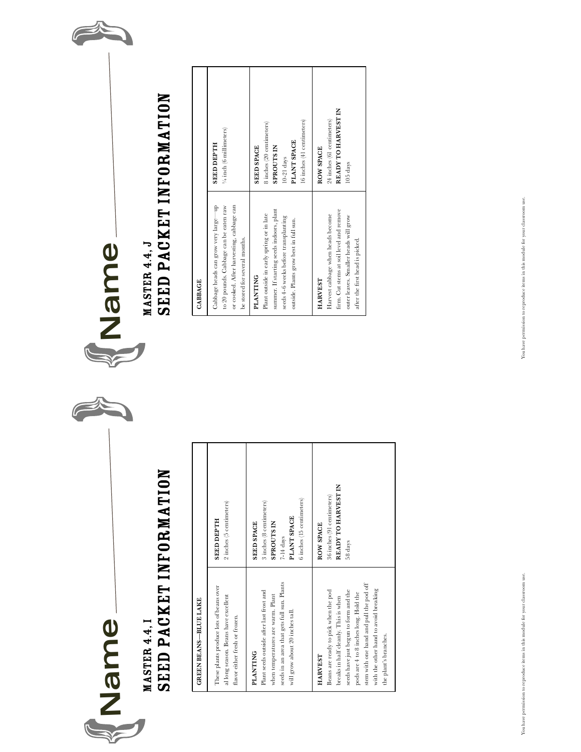Name

## MASTER 4.4, I
# SEED PACKET INFORMATION

| GREEN BEANS—BLUE LAKE | |
|---|---|
| These plants produce lots of beans over a long season. Beans have excellent flavor either fresh or frozen. | **SEED DEPTH**<br>2 inches (5 centimeters) |
| **PLANTING**<br>Plant seeds outside after last frost and when temperatures are warm. Plant seeds in an area that gets full sun. Plants will grow about 20 inches tall. | **SEED SPACE**<br>3 inches (8 centimeters)<br>**SPROUTS IN**<br>7–14 days<br>**PLANT SPACE**<br>6 inches (15 centimeters) |
| **HARVEST**<br>Beans are ready to pick when the pod breaks in half cleanly. This is when seeds have just begun to form and the pods are 4 to 8 inches long. Hold the stem with one hand and pull the pod off with the other hand to avoid breaking the plant's branches. | **ROW SPACE**<br>36 inches (91 centimeters)<br>**READY TO HARVEST IN**<br>58 days |

Name

## MASTER 4.4, J
# SEED PACKET INFORMATION

| CABBAGE | |
|---|---|
| Cabbage heads can grow very large—up to 20 pounds. Cabbage can be eaten raw or cooked. After harvesting, cabbage can be stored for several months. | **SEED DEPTH**<br>¼ inch (6 millimeters) |
| **PLANTING**<br>Plant outside in early spring or in late summer. If starting seeds indoors, plant seeds 4–6 weeks before transplanting outside. Plants grow best in full sun. | **SEED SPACE**<br>8 inches (20 centimeters)<br>**SPROUTS IN**<br>10–21 days<br>**PLANT SPACE**<br>16 inches (41 centimeters) |
| **HARVEST**<br>Harvest cabbage when heads become firm. Cut stems at soil level and remove outer leaves. Smaller heads will grow after the first head is picked. | **ROW SPACE**<br>24 inches (61 centimeters)<br>**READY TO HARVEST IN**<br>105 days |

You have permission to reproduce items in this module for your classroom use.